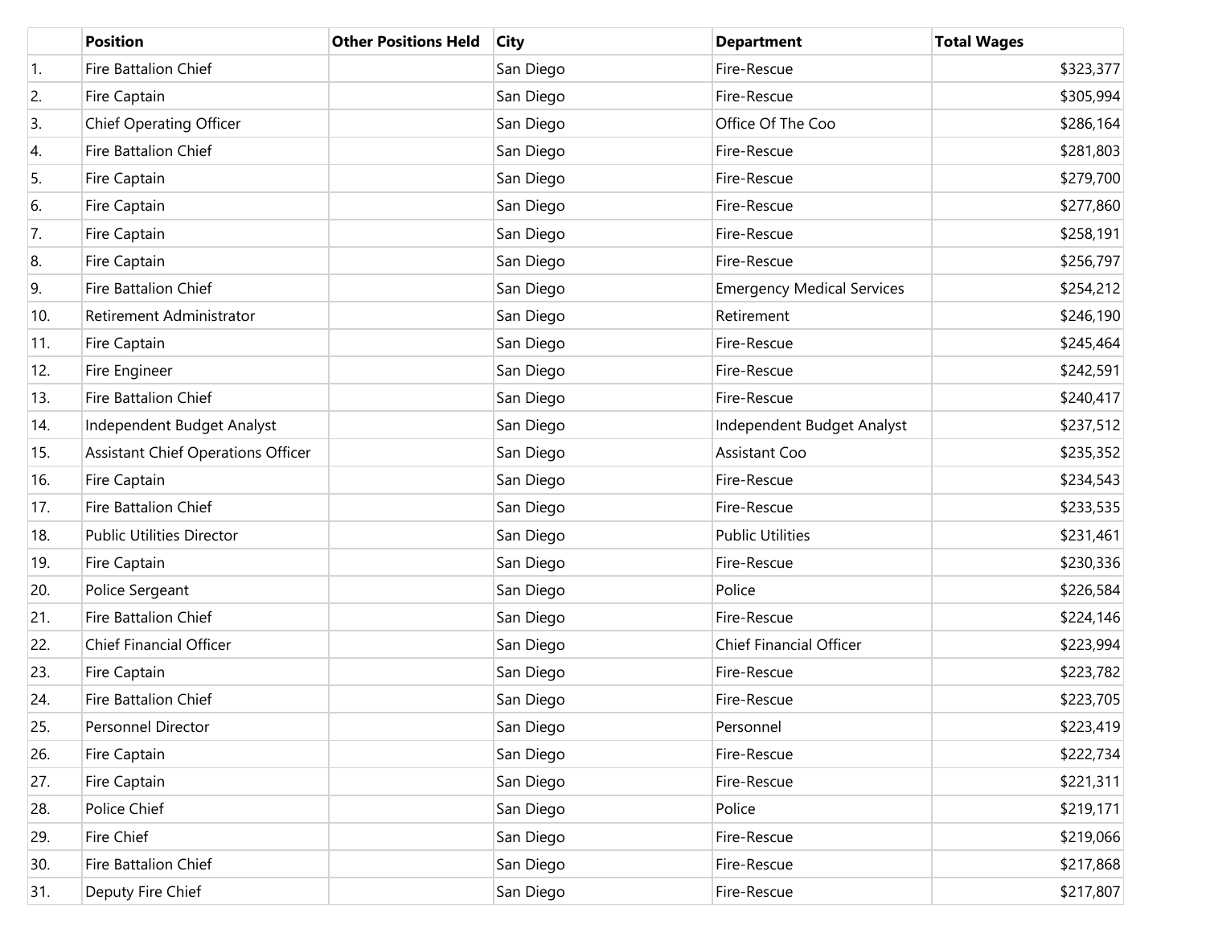| | Position | Other Positions Held | City | Department | Total Wages |
|---|---|---|---|---|---|
| 1. | Fire Battalion Chief | | San Diego | Fire-Rescue | $323,377 |
| 2. | Fire Captain | | San Diego | Fire-Rescue | $305,994 |
| 3. | Chief Operating Officer | | San Diego | Office Of The Coo | $286,164 |
| 4. | Fire Battalion Chief | | San Diego | Fire-Rescue | $281,803 |
| 5. | Fire Captain | | San Diego | Fire-Rescue | $279,700 |
| 6. | Fire Captain | | San Diego | Fire-Rescue | $277,860 |
| 7. | Fire Captain | | San Diego | Fire-Rescue | $258,191 |
| 8. | Fire Captain | | San Diego | Fire-Rescue | $256,797 |
| 9. | Fire Battalion Chief | | San Diego | Emergency Medical Services | $254,212 |
| 10. | Retirement Administrator | | San Diego | Retirement | $246,190 |
| 11. | Fire Captain | | San Diego | Fire-Rescue | $245,464 |
| 12. | Fire Engineer | | San Diego | Fire-Rescue | $242,591 |
| 13. | Fire Battalion Chief | | San Diego | Fire-Rescue | $240,417 |
| 14. | Independent Budget Analyst | | San Diego | Independent Budget Analyst | $237,512 |
| 15. | Assistant Chief Operations Officer | | San Diego | Assistant Coo | $235,352 |
| 16. | Fire Captain | | San Diego | Fire-Rescue | $234,543 |
| 17. | Fire Battalion Chief | | San Diego | Fire-Rescue | $233,535 |
| 18. | Public Utilities Director | | San Diego | Public Utilities | $231,461 |
| 19. | Fire Captain | | San Diego | Fire-Rescue | $230,336 |
| 20. | Police Sergeant | | San Diego | Police | $226,584 |
| 21. | Fire Battalion Chief | | San Diego | Fire-Rescue | $224,146 |
| 22. | Chief Financial Officer | | San Diego | Chief Financial Officer | $223,994 |
| 23. | Fire Captain | | San Diego | Fire-Rescue | $223,782 |
| 24. | Fire Battalion Chief | | San Diego | Fire-Rescue | $223,705 |
| 25. | Personnel Director | | San Diego | Personnel | $223,419 |
| 26. | Fire Captain | | San Diego | Fire-Rescue | $222,734 |
| 27. | Fire Captain | | San Diego | Fire-Rescue | $221,311 |
| 28. | Police Chief | | San Diego | Police | $219,171 |
| 29. | Fire Chief | | San Diego | Fire-Rescue | $219,066 |
| 30. | Fire Battalion Chief | | San Diego | Fire-Rescue | $217,868 |
| 31. | Deputy Fire Chief | | San Diego | Fire-Rescue | $217,807 |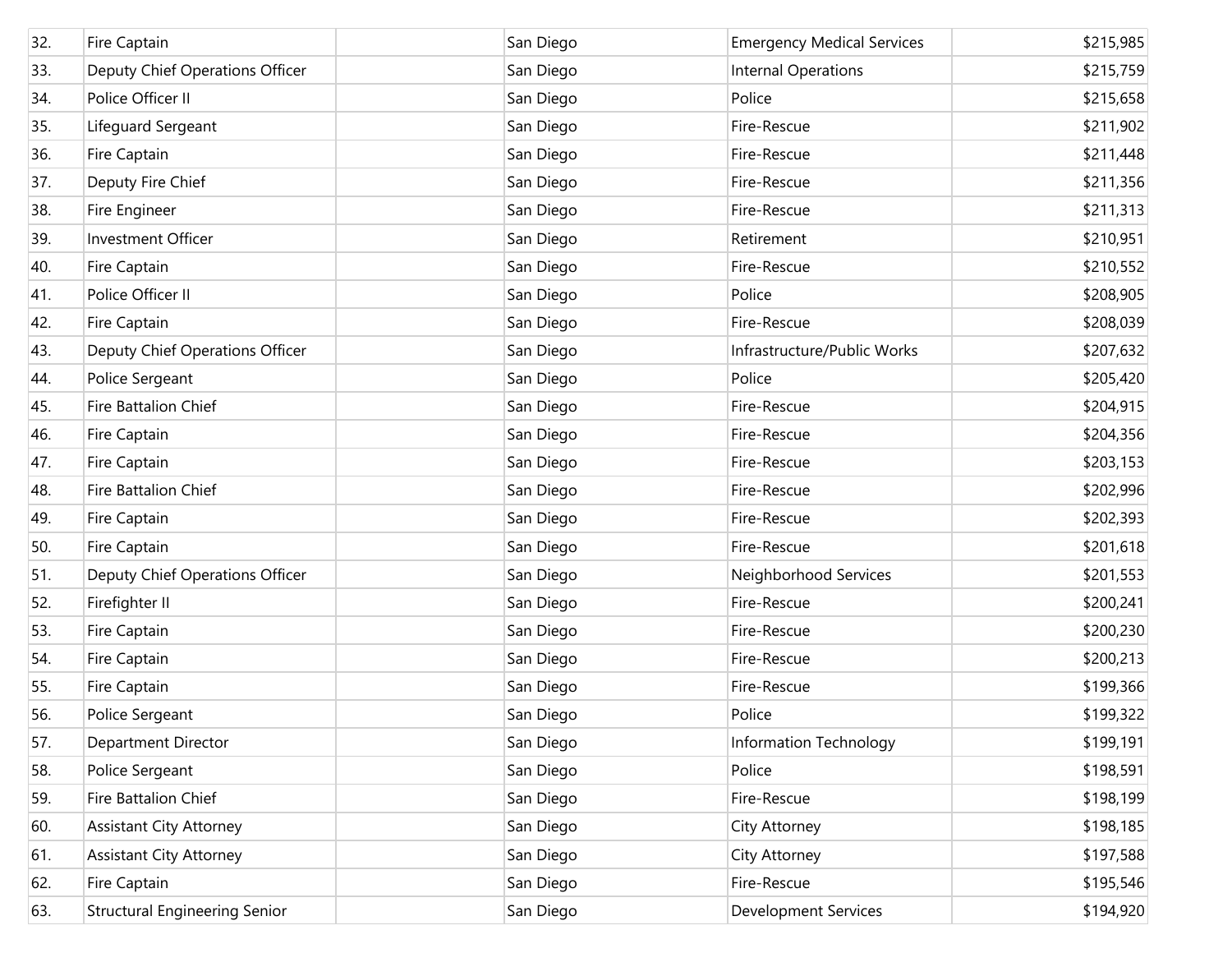| | | | | | |
|---|---|---|---|---|---|
| 32. | Fire Captain | | San Diego | Emergency Medical Services | $215,985 |
| 33. | Deputy Chief Operations Officer | | San Diego | Internal Operations | $215,759 |
| 34. | Police Officer II | | San Diego | Police | $215,658 |
| 35. | Lifeguard Sergeant | | San Diego | Fire-Rescue | $211,902 |
| 36. | Fire Captain | | San Diego | Fire-Rescue | $211,448 |
| 37. | Deputy Fire Chief | | San Diego | Fire-Rescue | $211,356 |
| 38. | Fire Engineer | | San Diego | Fire-Rescue | $211,313 |
| 39. | Investment Officer | | San Diego | Retirement | $210,951 |
| 40. | Fire Captain | | San Diego | Fire-Rescue | $210,552 |
| 41. | Police Officer II | | San Diego | Police | $208,905 |
| 42. | Fire Captain | | San Diego | Fire-Rescue | $208,039 |
| 43. | Deputy Chief Operations Officer | | San Diego | Infrastructure/Public Works | $207,632 |
| 44. | Police Sergeant | | San Diego | Police | $205,420 |
| 45. | Fire Battalion Chief | | San Diego | Fire-Rescue | $204,915 |
| 46. | Fire Captain | | San Diego | Fire-Rescue | $204,356 |
| 47. | Fire Captain | | San Diego | Fire-Rescue | $203,153 |
| 48. | Fire Battalion Chief | | San Diego | Fire-Rescue | $202,996 |
| 49. | Fire Captain | | San Diego | Fire-Rescue | $202,393 |
| 50. | Fire Captain | | San Diego | Fire-Rescue | $201,618 |
| 51. | Deputy Chief Operations Officer | | San Diego | Neighborhood Services | $201,553 |
| 52. | Firefighter II | | San Diego | Fire-Rescue | $200,241 |
| 53. | Fire Captain | | San Diego | Fire-Rescue | $200,230 |
| 54. | Fire Captain | | San Diego | Fire-Rescue | $200,213 |
| 55. | Fire Captain | | San Diego | Fire-Rescue | $199,366 |
| 56. | Police Sergeant | | San Diego | Police | $199,322 |
| 57. | Department Director | | San Diego | Information Technology | $199,191 |
| 58. | Police Sergeant | | San Diego | Police | $198,591 |
| 59. | Fire Battalion Chief | | San Diego | Fire-Rescue | $198,199 |
| 60. | Assistant City Attorney | | San Diego | City Attorney | $198,185 |
| 61. | Assistant City Attorney | | San Diego | City Attorney | $197,588 |
| 62. | Fire Captain | | San Diego | Fire-Rescue | $195,546 |
| 63. | Structural Engineering Senior | | San Diego | Development Services | $194,920 |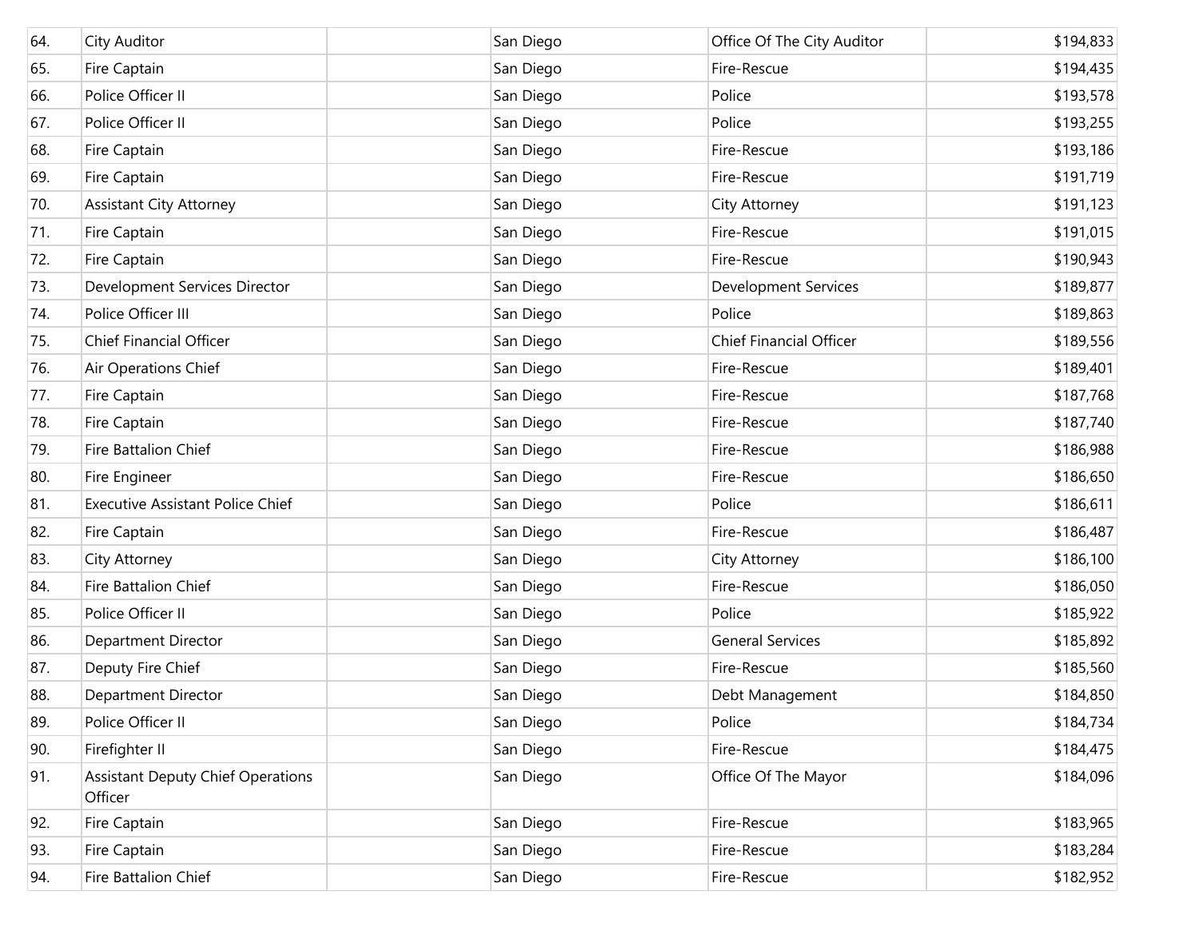| 64. | City Auditor | | San Diego | Office Of The City Auditor | $194,833 |
|---|---|---|---|---|---|
| 65. | Fire Captain | | San Diego | Fire-Rescue | $194,435 |
| 66. | Police Officer II | | San Diego | Police | $193,578 |
| 67. | Police Officer II | | San Diego | Police | $193,255 |
| 68. | Fire Captain | | San Diego | Fire-Rescue | $193,186 |
| 69. | Fire Captain | | San Diego | Fire-Rescue | $191,719 |
| 70. | Assistant City Attorney | | San Diego | City Attorney | $191,123 |
| 71. | Fire Captain | | San Diego | Fire-Rescue | $191,015 |
| 72. | Fire Captain | | San Diego | Fire-Rescue | $190,943 |
| 73. | Development Services Director | | San Diego | Development Services | $189,877 |
| 74. | Police Officer III | | San Diego | Police | $189,863 |
| 75. | Chief Financial Officer | | San Diego | Chief Financial Officer | $189,556 |
| 76. | Air Operations Chief | | San Diego | Fire-Rescue | $189,401 |
| 77. | Fire Captain | | San Diego | Fire-Rescue | $187,768 |
| 78. | Fire Captain | | San Diego | Fire-Rescue | $187,740 |
| 79. | Fire Battalion Chief | | San Diego | Fire-Rescue | $186,988 |
| 80. | Fire Engineer | | San Diego | Fire-Rescue | $186,650 |
| 81. | Executive Assistant Police Chief | | San Diego | Police | $186,611 |
| 82. | Fire Captain | | San Diego | Fire-Rescue | $186,487 |
| 83. | City Attorney | | San Diego | City Attorney | $186,100 |
| 84. | Fire Battalion Chief | | San Diego | Fire-Rescue | $186,050 |
| 85. | Police Officer II | | San Diego | Police | $185,922 |
| 86. | Department Director | | San Diego | General Services | $185,892 |
| 87. | Deputy Fire Chief | | San Diego | Fire-Rescue | $185,560 |
| 88. | Department Director | | San Diego | Debt Management | $184,850 |
| 89. | Police Officer II | | San Diego | Police | $184,734 |
| 90. | Firefighter II | | San Diego | Fire-Rescue | $184,475 |
| 91. | Assistant Deputy Chief Operations Officer | | San Diego | Office Of The Mayor | $184,096 |
| 92. | Fire Captain | | San Diego | Fire-Rescue | $183,965 |
| 93. | Fire Captain | | San Diego | Fire-Rescue | $183,284 |
| 94. | Fire Battalion Chief | | San Diego | Fire-Rescue | $182,952 |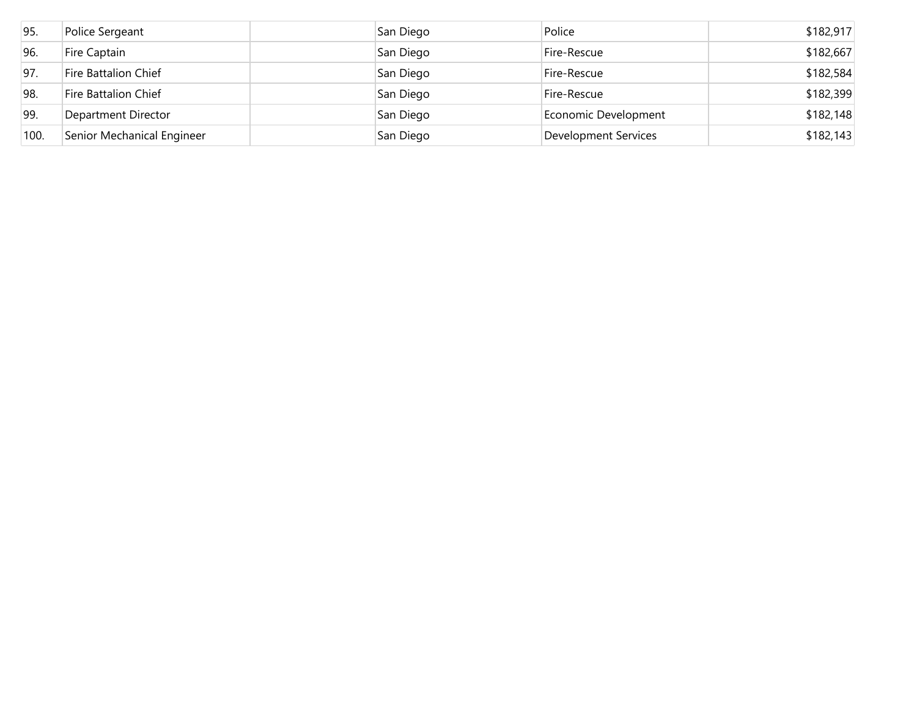| | | | | | |
|---|---|---|---|---|---|
| 95. | Police Sergeant | | San Diego | Police | $182,917 |
| 96. | Fire Captain | | San Diego | Fire-Rescue | $182,667 |
| 97. | Fire Battalion Chief | | San Diego | Fire-Rescue | $182,584 |
| 98. | Fire Battalion Chief | | San Diego | Fire-Rescue | $182,399 |
| 99. | Department Director | | San Diego | Economic Development | $182,148 |
| 100. | Senior Mechanical Engineer | | San Diego | Development Services | $182,143 |